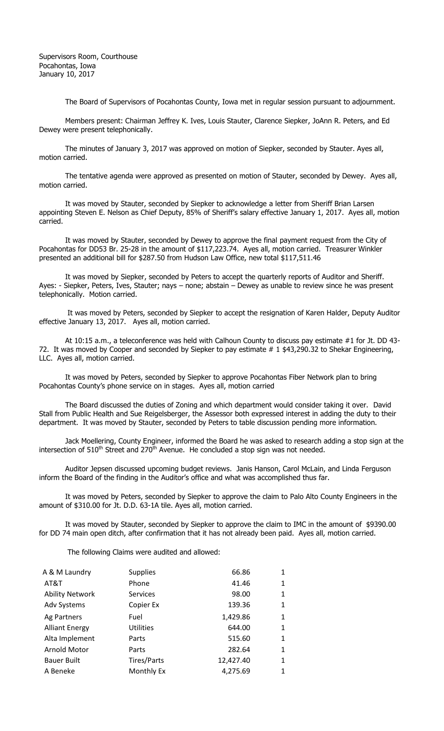Supervisors Room, Courthouse
Pocahontas, Iowa
January 10, 2017

The Board of Supervisors of Pocahontas County, Iowa met in regular session pursuant to adjournment.

Members present: Chairman Jeffrey K. Ives, Louis Stauter, Clarence Siepker, JoAnn R. Peters, and Ed Dewey were present telephonically.

The minutes of January 3, 2017 was approved on motion of Siepker, seconded by Stauter. Ayes all, motion carried.

The tentative agenda were approved as presented on motion of Stauter, seconded by Dewey. Ayes all, motion carried.

It was moved by Stauter, seconded by Siepker to acknowledge a letter from Sheriff Brian Larsen appointing Steven E. Nelson as Chief Deputy, 85% of Sheriff's salary effective January 1, 2017. Ayes all, motion carried.

It was moved by Stauter, seconded by Dewey to approve the final payment request from the City of Pocahontas for DD53 Br. 25-28 in the amount of $117,223.74. Ayes all, motion carried. Treasurer Winkler presented an additional bill for $287.50 from Hudson Law Office, new total $117,511.46

It was moved by Siepker, seconded by Peters to accept the quarterly reports of Auditor and Sheriff. Ayes: - Siepker, Peters, Ives, Stauter; nays – none; abstain – Dewey as unable to review since he was present telephonically. Motion carried.

It was moved by Peters, seconded by Siepker to accept the resignation of Karen Halder, Deputy Auditor effective January 13, 2017. Ayes all, motion carried.

At 10:15 a.m., a teleconference was held with Calhoun County to discuss pay estimate #1 for Jt. DD 43-72. It was moved by Cooper and seconded by Siepker to pay estimate # 1 $43,290.32 to Shekar Engineering, LLC. Ayes all, motion carried.

It was moved by Peters, seconded by Siepker to approve Pocahontas Fiber Network plan to bring Pocahontas County's phone service on in stages. Ayes all, motion carried

The Board discussed the duties of Zoning and which department would consider taking it over. David Stall from Public Health and Sue Reigelsberger, the Assessor both expressed interest in adding the duty to their department. It was moved by Stauter, seconded by Peters to table discussion pending more information.

Jack Moellering, County Engineer, informed the Board he was asked to research adding a stop sign at the intersection of 510th Street and 270th Avenue. He concluded a stop sign was not needed.

Auditor Jepsen discussed upcoming budget reviews. Janis Hanson, Carol McLain, and Linda Ferguson inform the Board of the finding in the Auditor's office and what was accomplished thus far.

It was moved by Peters, seconded by Siepker to approve the claim to Palo Alto County Engineers in the amount of $310.00 for Jt. D.D. 63-1A tile. Ayes all, motion carried.

It was moved by Stauter, seconded by Siepker to approve the claim to IMC in the amount of $9390.00 for DD 74 main open ditch, after confirmation that it has not already been paid. Ayes all, motion carried.

The following Claims were audited and allowed:

| | | | |
|---|---|---|---|
| A & M Laundry | Supplies | 66.86 | 1 |
| AT&T | Phone | 41.46 | 1 |
| Ability Network | Services | 98.00 | 1 |
| Adv Systems | Copier Ex | 139.36 | 1 |
| Ag Partners | Fuel | 1,429.86 | 1 |
| Alliant Energy | Utilities | 644.00 | 1 |
| Alta Implement | Parts | 515.60 | 1 |
| Arnold Motor | Parts | 282.64 | 1 |
| Bauer Built | Tires/Parts | 12,427.40 | 1 |
| A Beneke | Monthly Ex | 4,275.69 | 1 |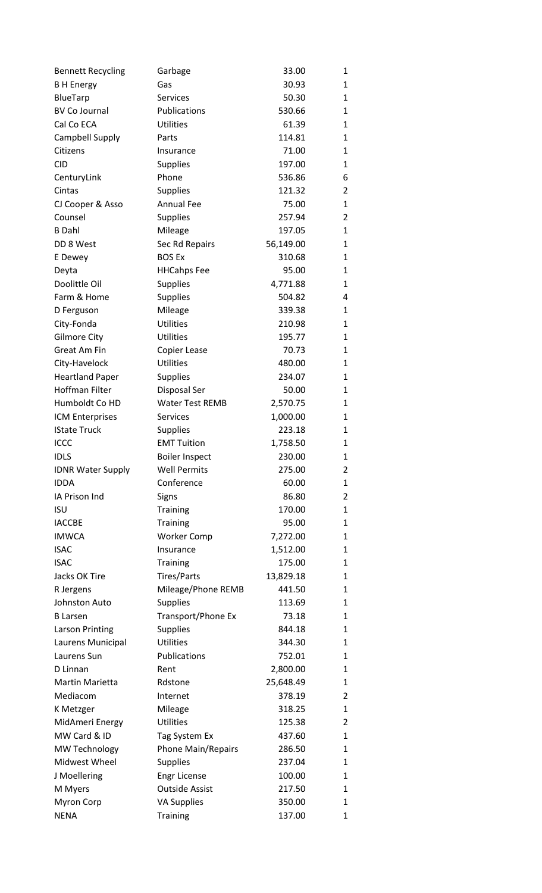| | | | |
|---|---|---|---|
| Bennett Recycling | Garbage | 33.00 | 1 |
| B H Energy | Gas | 30.93 | 1 |
| BlueTarp | Services | 50.30 | 1 |
| BV Co Journal | Publications | 530.66 | 1 |
| Cal Co ECA | Utilities | 61.39 | 1 |
| Campbell Supply | Parts | 114.81 | 1 |
| Citizens | Insurance | 71.00 | 1 |
| CID | Supplies | 197.00 | 1 |
| CenturyLink | Phone | 536.86 | 6 |
| Cintas | Supplies | 121.32 | 2 |
| CJ Cooper & Asso | Annual Fee | 75.00 | 1 |
| Counsel | Supplies | 257.94 | 2 |
| B Dahl | Mileage | 197.05 | 1 |
| DD 8 West | Sec Rd Repairs | 56,149.00 | 1 |
| E Dewey | BOS Ex | 310.68 | 1 |
| Deyta | HHCahps Fee | 95.00 | 1 |
| Doolittle Oil | Supplies | 4,771.88 | 1 |
| Farm & Home | Supplies | 504.82 | 4 |
| D Ferguson | Mileage | 339.38 | 1 |
| City-Fonda | Utilities | 210.98 | 1 |
| Gilmore City | Utilities | 195.77 | 1 |
| Great Am Fin | Copier Lease | 70.73 | 1 |
| City-Havelock | Utilities | 480.00 | 1 |
| Heartland Paper | Supplies | 234.07 | 1 |
| Hoffman Filter | Disposal Ser | 50.00 | 1 |
| Humboldt Co HD | Water Test REMB | 2,570.75 | 1 |
| ICM Enterprises | Services | 1,000.00 | 1 |
| IState Truck | Supplies | 223.18 | 1 |
| ICCC | EMT Tuition | 1,758.50 | 1 |
| IDLS | Boiler Inspect | 230.00 | 1 |
| IDNR Water Supply | Well Permits | 275.00 | 2 |
| IDDA | Conference | 60.00 | 1 |
| IA Prison Ind | Signs | 86.80 | 2 |
| ISU | Training | 170.00 | 1 |
| IACCBE | Training | 95.00 | 1 |
| IMWCA | Worker Comp | 7,272.00 | 1 |
| ISAC | Insurance | 1,512.00 | 1 |
| ISAC | Training | 175.00 | 1 |
| Jacks OK Tire | Tires/Parts | 13,829.18 | 1 |
| R Jergens | Mileage/Phone REMB | 441.50 | 1 |
| Johnston Auto | Supplies | 113.69 | 1 |
| B Larsen | Transport/Phone Ex | 73.18 | 1 |
| Larson Printing | Supplies | 844.18 | 1 |
| Laurens Municipal | Utilities | 344.30 | 1 |
| Laurens Sun | Publications | 752.01 | 1 |
| D Linnan | Rent | 2,800.00 | 1 |
| Martin Marietta | Rdstone | 25,648.49 | 1 |
| Mediacom | Internet | 378.19 | 2 |
| K Metzger | Mileage | 318.25 | 1 |
| MidAmeri Energy | Utilities | 125.38 | 2 |
| MW Card & ID | Tag System Ex | 437.60 | 1 |
| MW Technology | Phone Main/Repairs | 286.50 | 1 |
| Midwest Wheel | Supplies | 237.04 | 1 |
| J Moellering | Engr License | 100.00 | 1 |
| M Myers | Outside Assist | 217.50 | 1 |
| Myron Corp | VA Supplies | 350.00 | 1 |
| NENA | Training | 137.00 | 1 |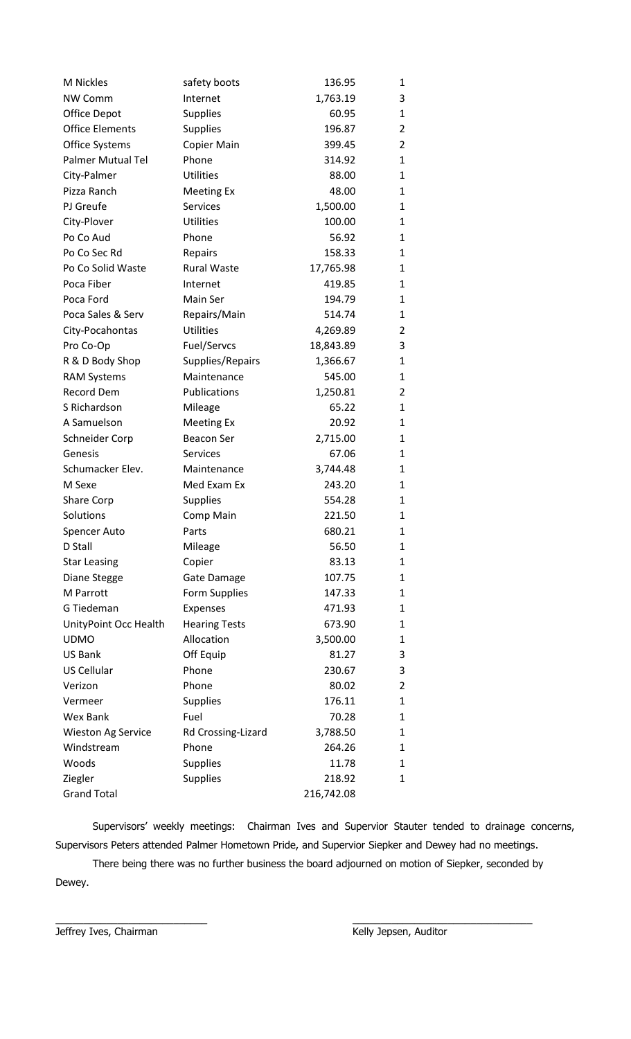| | | | |
|---|---|---|---|
| M Nickles | safety boots | 136.95 | 1 |
| NW Comm | Internet | 1,763.19 | 3 |
| Office Depot | Supplies | 60.95 | 1 |
| Office Elements | Supplies | 196.87 | 2 |
| Office Systems | Copier Main | 399.45 | 2 |
| Palmer Mutual Tel | Phone | 314.92 | 1 |
| City-Palmer | Utilities | 88.00 | 1 |
| Pizza Ranch | Meeting Ex | 48.00 | 1 |
| PJ Greufe | Services | 1,500.00 | 1 |
| City-Plover | Utilities | 100.00 | 1 |
| Po Co Aud | Phone | 56.92 | 1 |
| Po Co Sec Rd | Repairs | 158.33 | 1 |
| Po Co Solid Waste | Rural Waste | 17,765.98 | 1 |
| Poca Fiber | Internet | 419.85 | 1 |
| Poca Ford | Main Ser | 194.79 | 1 |
| Poca Sales & Serv | Repairs/Main | 514.74 | 1 |
| City-Pocahontas | Utilities | 4,269.89 | 2 |
| Pro Co-Op | Fuel/Servcs | 18,843.89 | 3 |
| R & D Body Shop | Supplies/Repairs | 1,366.67 | 1 |
| RAM Systems | Maintenance | 545.00 | 1 |
| Record Dem | Publications | 1,250.81 | 2 |
| S Richardson | Mileage | 65.22 | 1 |
| A Samuelson | Meeting Ex | 20.92 | 1 |
| Schneider Corp | Beacon Ser | 2,715.00 | 1 |
| Genesis | Services | 67.06 | 1 |
| Schumacker Elev. | Maintenance | 3,744.48 | 1 |
| M Sexe | Med Exam Ex | 243.20 | 1 |
| Share Corp | Supplies | 554.28 | 1 |
| Solutions | Comp Main | 221.50 | 1 |
| Spencer Auto | Parts | 680.21 | 1 |
| D Stall | Mileage | 56.50 | 1 |
| Star Leasing | Copier | 83.13 | 1 |
| Diane Stegge | Gate Damage | 107.75 | 1 |
| M Parrott | Form Supplies | 147.33 | 1 |
| G Tiedeman | Expenses | 471.93 | 1 |
| UnityPoint Occ Health | Hearing Tests | 673.90 | 1 |
| UDMO | Allocation | 3,500.00 | 1 |
| US Bank | Off Equip | 81.27 | 3 |
| US Cellular | Phone | 230.67 | 3 |
| Verizon | Phone | 80.02 | 2 |
| Vermeer | Supplies | 176.11 | 1 |
| Wex Bank | Fuel | 70.28 | 1 |
| Wieston Ag Service | Rd Crossing-Lizard | 3,788.50 | 1 |
| Windstream | Phone | 264.26 | 1 |
| Woods | Supplies | 11.78 | 1 |
| Ziegler | Supplies | 218.92 | 1 |
| Grand Total | | 216,742.08 | |

Supervisors' weekly meetings: Chairman Ives and Supervior Stauter tended to drainage concerns, Supervisors Peters attended Palmer Hometown Pride, and Supervior Siepker and Dewey had no meetings.

There being there was no further business the board adjourned on motion of Siepker, seconded by Dewey.

\_\_\_\_\_\_\_\_\_\_\_\_\_\_\_\_\_\_\_\_\_\_\_\_\_\_\_\_ \_\_\_\_\_\_\_\_\_\_\_\_\_\_\_\_\_\_\_\_\_\_\_\_\_\_\_\_\_\_\_\_

Jeffrey Ives, Chairman Kelly Jepsen, Auditor